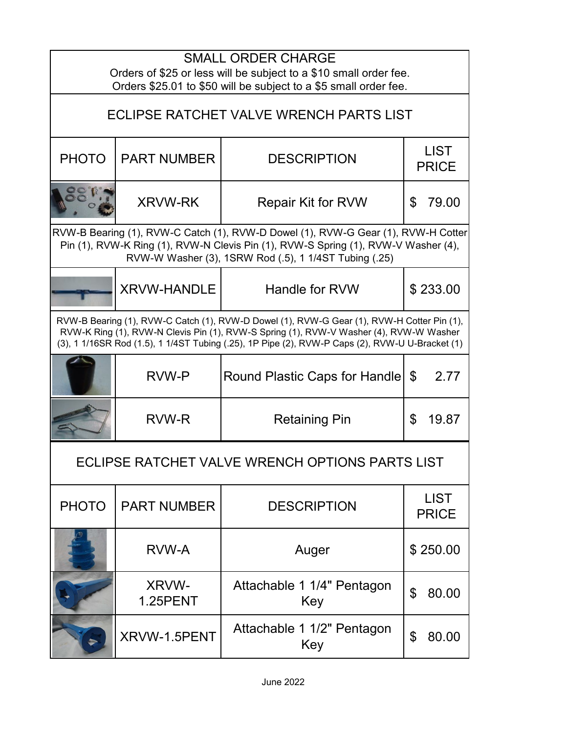## SMALL ORDER CHARGE

Orders of $25 or less will be subject to a $10 small order fee.
Orders $25.01 to $50 will be subject to a $5 small order fee.

## ECLIPSE RATCHET VALVE WRENCH PARTS LIST

| PHOTO | PART NUMBER | DESCRIPTION | LIST PRICE |
|---|---|---|---|
| | XRVW-RK | Repair Kit for RVW | $ 79.00 |
| RVW-B Bearing (1), RVW-C Catch (1), RVW-D Dowel (1), RVW-G Gear (1), RVW-H Cotter Pin (1), RVW-K Ring (1), RVW-N Clevis Pin (1), RVW-S Spring (1), RVW-V Washer (4), RVW-W Washer (3), 1SRW Rod (.5), 1 1/4ST Tubing (.25) | | | |
| | XRVW-HANDLE | Handle for RVW | $ 233.00 |
| RVW-B Bearing (1), RVW-C Catch (1), RVW-D Dowel (1), RVW-G Gear (1), RVW-H Cotter Pin (1), RVW-K Ring (1), RVW-N Clevis Pin (1), RVW-S Spring (1), RVW-V Washer (4), RVW-W Washer (3), 1 1/16SR Rod (1.5), 1 1/4ST Tubing (.25), 1P Pipe (2), RVW-P Caps (2), RVW-U U-Bracket (1) | | | |
| | RVW-P | Round Plastic Caps for Handle | $ 2.77 |
| | RVW-R | Retaining Pin | $ 19.87 |

## ECLIPSE RATCHET VALVE WRENCH OPTIONS PARTS LIST

| PHOTO | PART NUMBER | DESCRIPTION | LIST PRICE |
|---|---|---|---|
| | RVW-A | Auger | $ 250.00 |
| | XRVW-1.25PENT | Attachable 1 1/4" Pentagon Key | $ 80.00 |
| | XRVW-1.5PENT | Attachable 1 1/2" Pentagon Key | $ 80.00 |

June 2022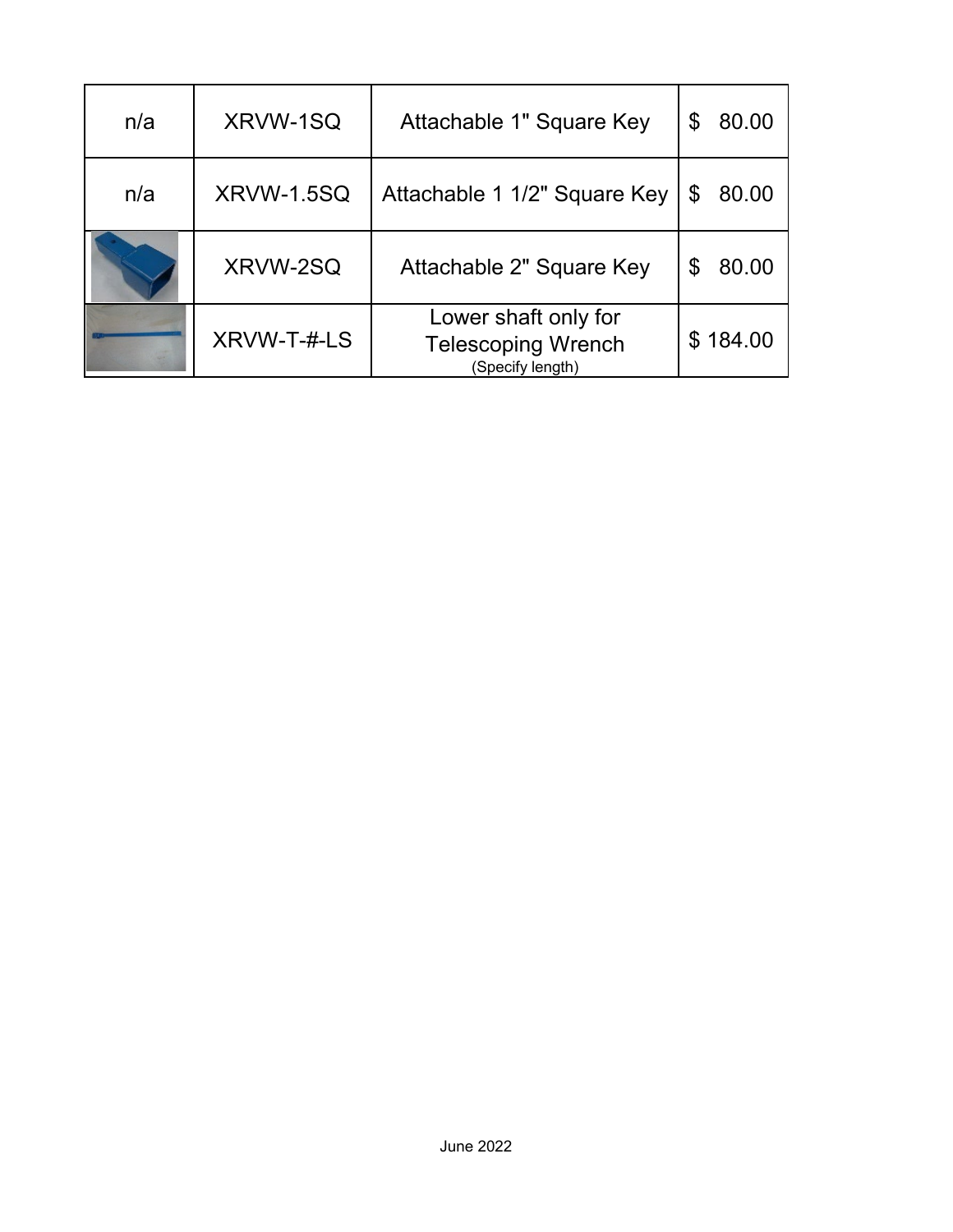| | | | |
|---|---|---|---|
| n/a | XRVW-1SQ | Attachable 1" Square Key | $ 80.00 |
| n/a | XRVW-1.5SQ | Attachable 1 1/2" Square Key | $ 80.00 |
| | XRVW-2SQ | Attachable 2" Square Key | $ 80.00 |
| | XRVW-T-#-LS | Lower shaft only for Telescoping Wrench (Specify length) | $ 184.00 |

June 2022